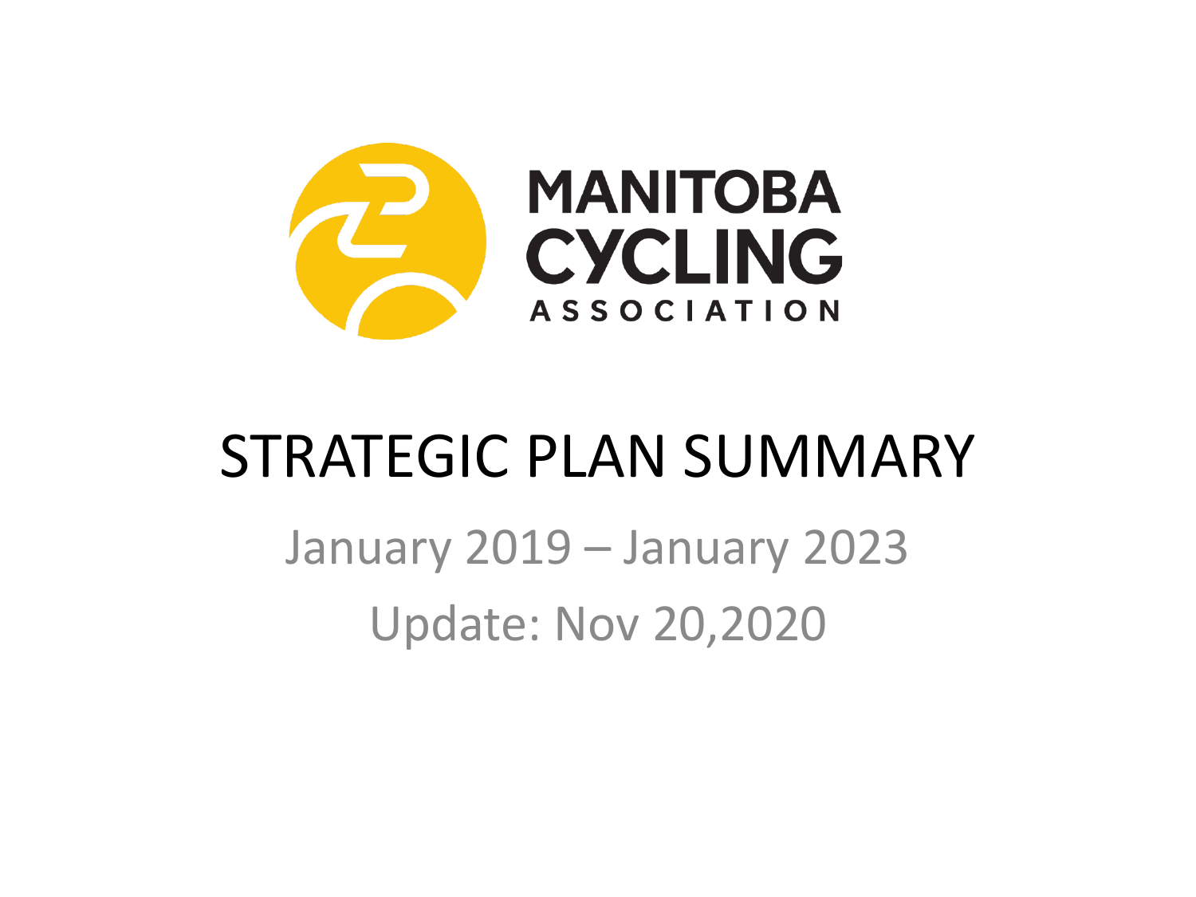MANITOBA CYCLING ASSOCIATION

# STRATEGIC PLAN SUMMARY

January 2019 – January 2023

Update: Nov 20,2020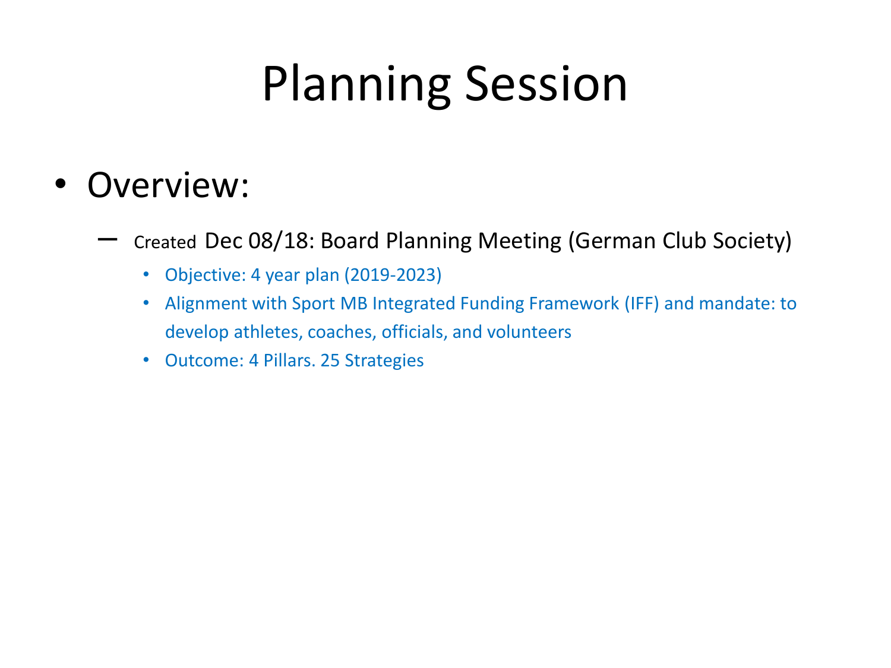# Planning Session

- Overview:
  - Created Dec 08/18: Board Planning Meeting (German Club Society)
    - Objective: 4 year plan (2019-2023)
    - Alignment with Sport MB Integrated Funding Framework (IFF) and mandate: to develop athletes, coaches, officials, and volunteers
    - Outcome: 4 Pillars. 25 Strategies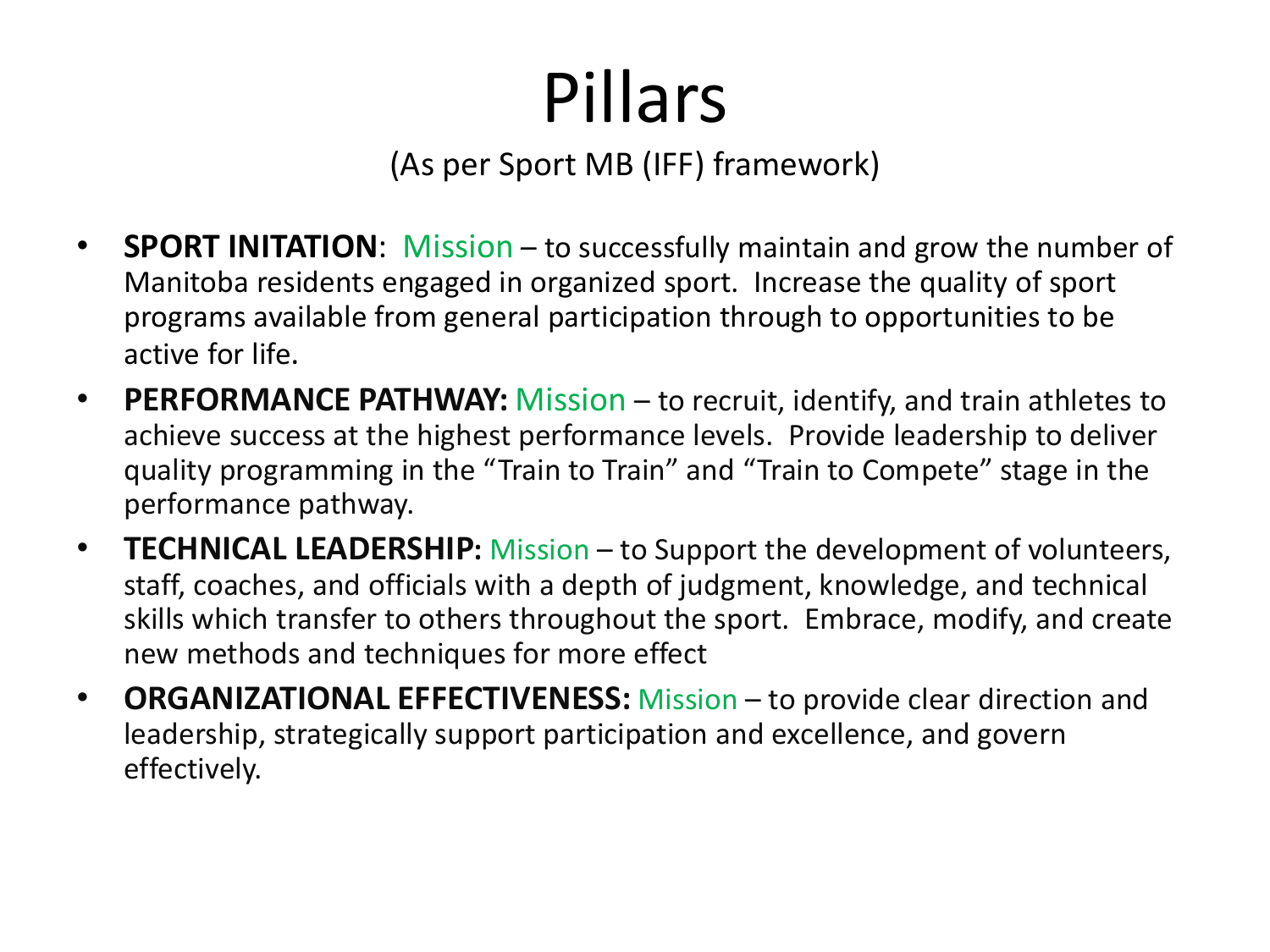# Pillars

(As per Sport MB (IFF) framework)

- **SPORT INITATION**: Mission – to successfully maintain and grow the number of Manitoba residents engaged in organized sport. Increase the quality of sport programs available from general participation through to opportunities to be active for life.
- **PERFORMANCE PATHWAY:** Mission – to recruit, identify, and train athletes to achieve success at the highest performance levels. Provide leadership to deliver quality programming in the "Train to Train" and "Train to Compete" stage in the performance pathway.
- **TECHNICAL LEADERSHIP:** Mission – to Support the development of volunteers, staff, coaches, and officials with a depth of judgment, knowledge, and technical skills which transfer to others throughout the sport. Embrace, modify, and create new methods and techniques for more effect
- **ORGANIZATIONAL EFFECTIVENESS:** Mission – to provide clear direction and leadership, strategically support participation and excellence, and govern effectively.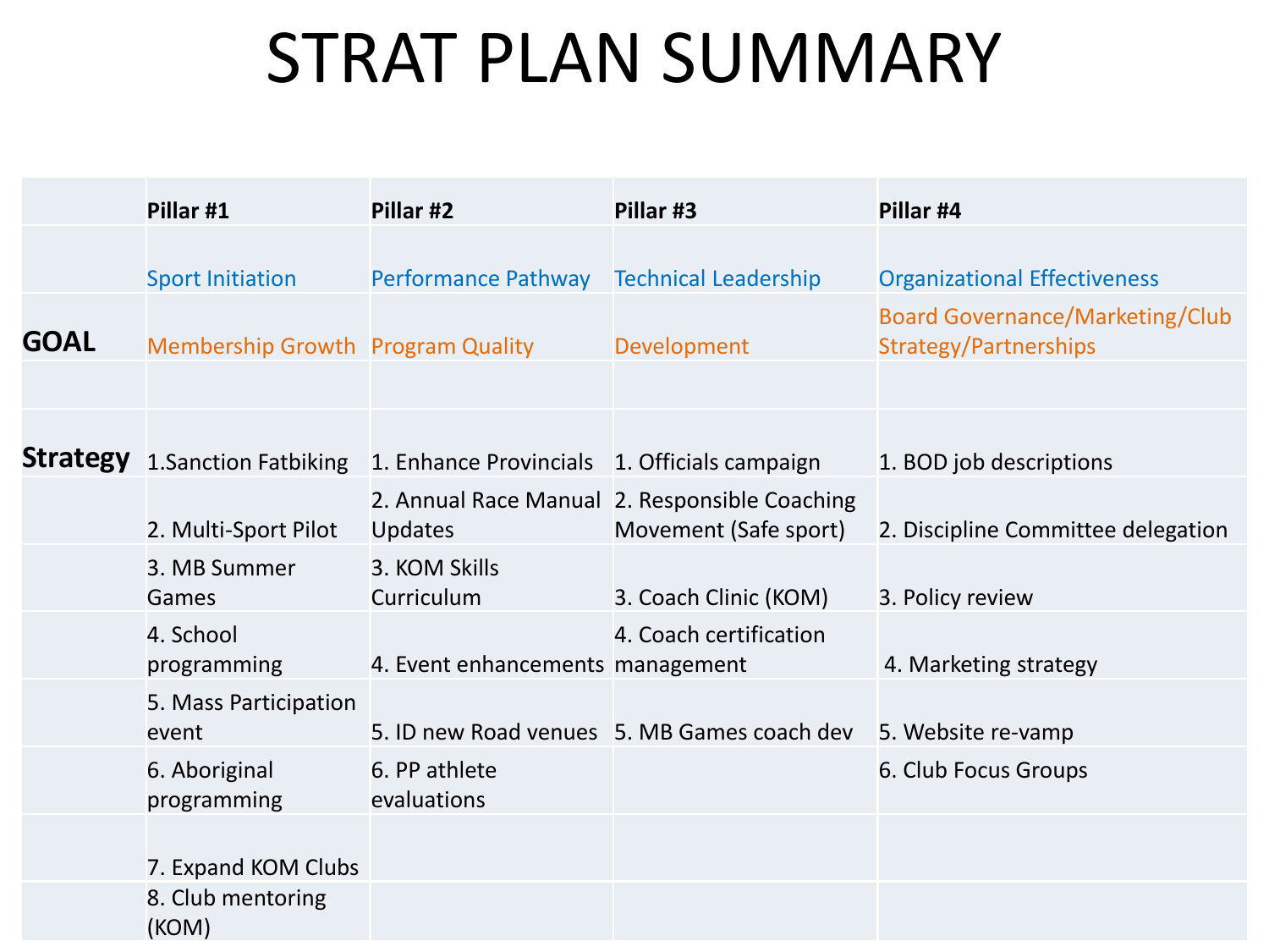# STRAT PLAN SUMMARY

| | Pillar #1 | Pillar #2 | Pillar #3 | Pillar #4 |
|---|---|---|---|---|
| | Sport Initiation | Performance Pathway | Technical Leadership | Organizational Effectiveness |
| **GOAL** | Membership Growth | Program Quality | Development | Board Governance/Marketing/Club Strategy/Partnerships |
| | | | | |
| **Strategy** | 1.Sanction Fatbiking | 1. Enhance Provincials | 1. Officials campaign | 1. BOD job descriptions |
| | 2. Multi-Sport Pilot | 2. Annual Race Manual Updates | 2. Responsible Coaching Movement (Safe sport) | 2. Discipline Committee delegation |
| | 3. MB Summer Games | 3. KOM Skills Curriculum | 3. Coach Clinic (KOM) | 3. Policy review |
| | 4. School programming | 4. Event enhancements | 4. Coach certification management | 4. Marketing strategy |
| | 5. Mass Participation event | 5. ID new Road venues | 5. MB Games coach dev | 5. Website re-vamp |
| | 6. Aboriginal programming | 6. PP athlete evaluations | | 6. Club Focus Groups |
| | 7. Expand KOM Clubs | | | |
| | 8. Club mentoring (KOM) | | | |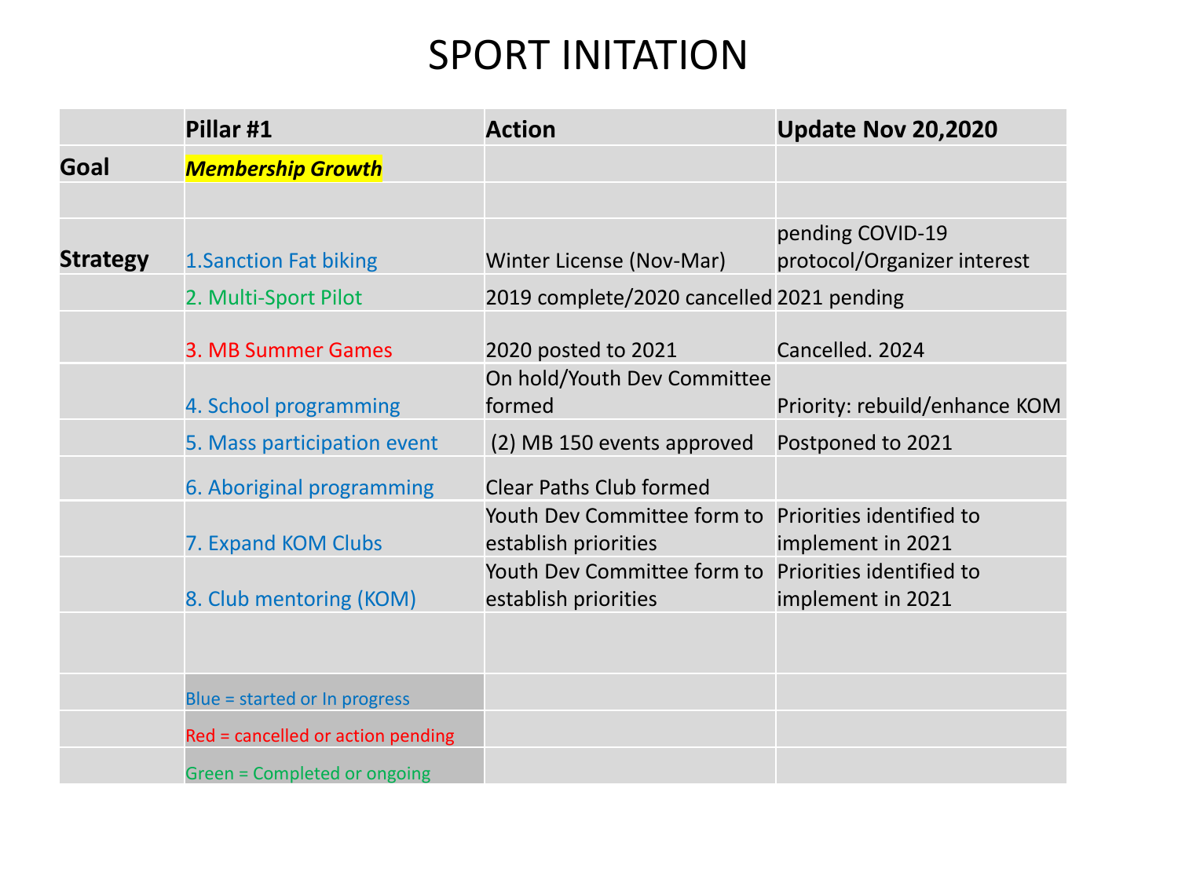# SPORT INITATION

| | Pillar #1 | Action | Update Nov 20,2020 |
|---|---|---|---|
| **Goal** | ***Membership Growth*** | | |
| | | | |
| **Strategy** | 1.Sanction Fat biking | Winter License (Nov-Mar) | pending COVID-19 protocol/Organizer interest |
| | 2. Multi-Sport Pilot | 2019 complete/2020 cancelled | 2021 pending |
| | 3. MB Summer Games | 2020 posted to 2021 | Cancelled. 2024 |
| | 4. School programming | On hold/Youth Dev Committee formed | Priority: rebuild/enhance KOM |
| | 5. Mass participation event | (2) MB 150 events approved | Postponed to 2021 |
| | 6. Aboriginal programming | Clear Paths Club formed | |
| | 7. Expand KOM Clubs | Youth Dev Committee form to establish priorities | Priorities identified to implement in 2021 |
| | 8. Club mentoring (KOM) | Youth Dev Committee form to establish priorities | Priorities identified to implement in 2021 |
| | | | |
| | Blue = started or In progress | | |
| | Red = cancelled or action pending | | |
| | Green = Completed or ongoing | | |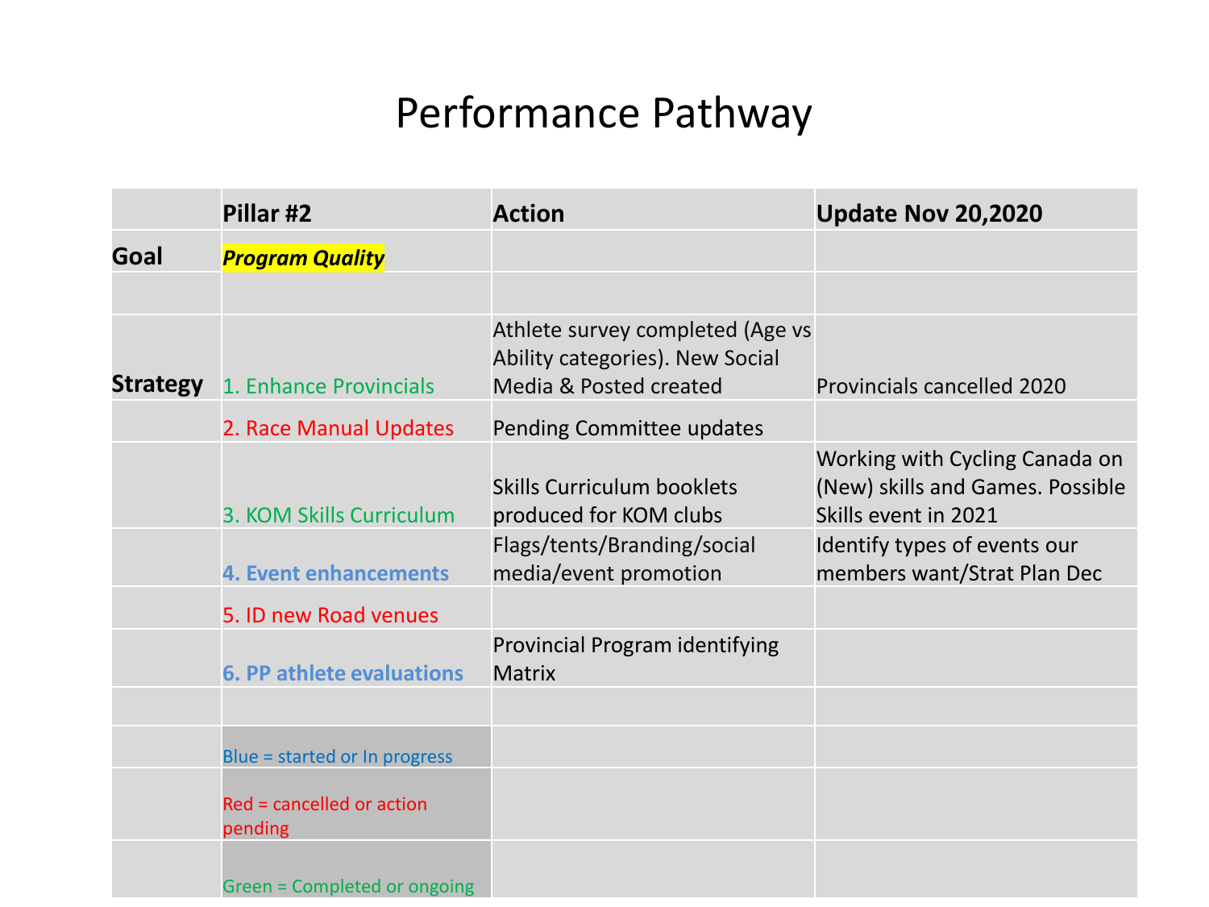# Performance Pathway

| | Pillar #2 | Action | Update Nov 20,2020 |
|---|---|---|---|
| **Goal** | ***Program Quality*** | | |
| | | | |
| **Strategy** | 1. Enhance Provincials | Athlete survey completed (Age vs Ability categories). New Social Media & Posted created | Provincials cancelled 2020 |
| | 2. Race Manual Updates | Pending Committee updates | |
| | 3. KOM Skills Curriculum | Skills Curriculum booklets produced for KOM clubs | Working with Cycling Canada on (New) skills and Games. Possible Skills event in 2021 |
| | **4. Event enhancements** | Flags/tents/Branding/social media/event promotion | Identify types of events our members want/Strat Plan Dec |
| | 5. ID new Road venues | | |
| | **6. PP athlete evaluations** | Provincial Program identifying Matrix | |
| | | | |
| | Blue = started or In progress | | |
| | Red = cancelled or action pending | | |
| | Green = Completed or ongoing | | |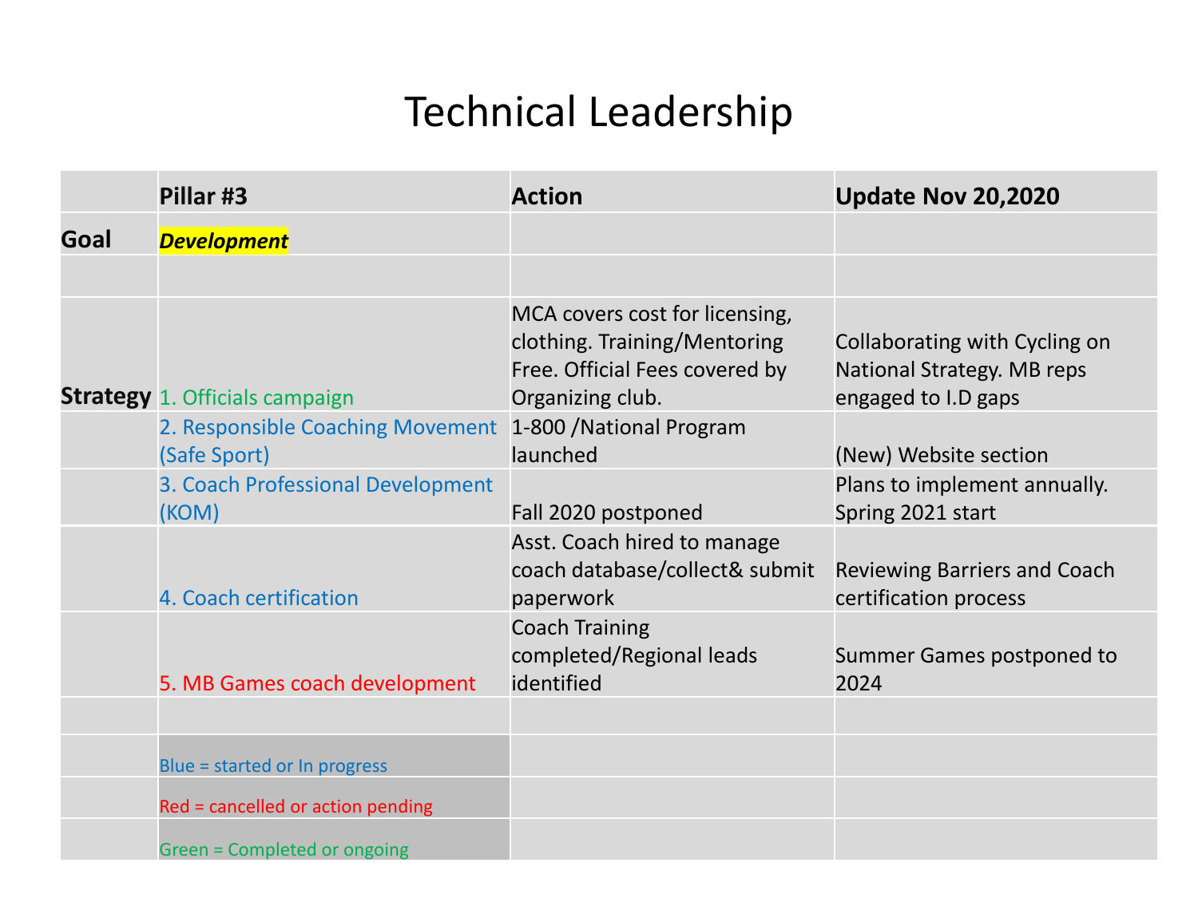# Technical Leadership

| | Pillar #3 | Action | Update Nov 20,2020 |
|---|---|---|---|
| **Goal** | ***Development*** | | |
| | | | |
| **Strategy** | 1. Officials campaign | MCA covers cost for licensing, clothing. Training/Mentoring Free. Official Fees covered by Organizing club. | Collaborating with Cycling on National Strategy. MB reps engaged to I.D gaps |
| | 2. Responsible Coaching Movement (Safe Sport) | 1-800 /National Program launched | (New) Website section |
| | 3. Coach Professional Development (KOM) | Fall 2020 postponed | Plans to implement annually. Spring 2021 start |
| | 4. Coach certification | Asst. Coach hired to manage coach database/collect& submit paperwork | Reviewing Barriers and Coach certification process |
| | 5. MB Games coach development | Coach Training completed/Regional leads identified | Summer Games postponed to 2024 |
| | | | |
| | Blue = started or In progress | | |
| | Red = cancelled or action pending | | |
| | Green = Completed or ongoing | | |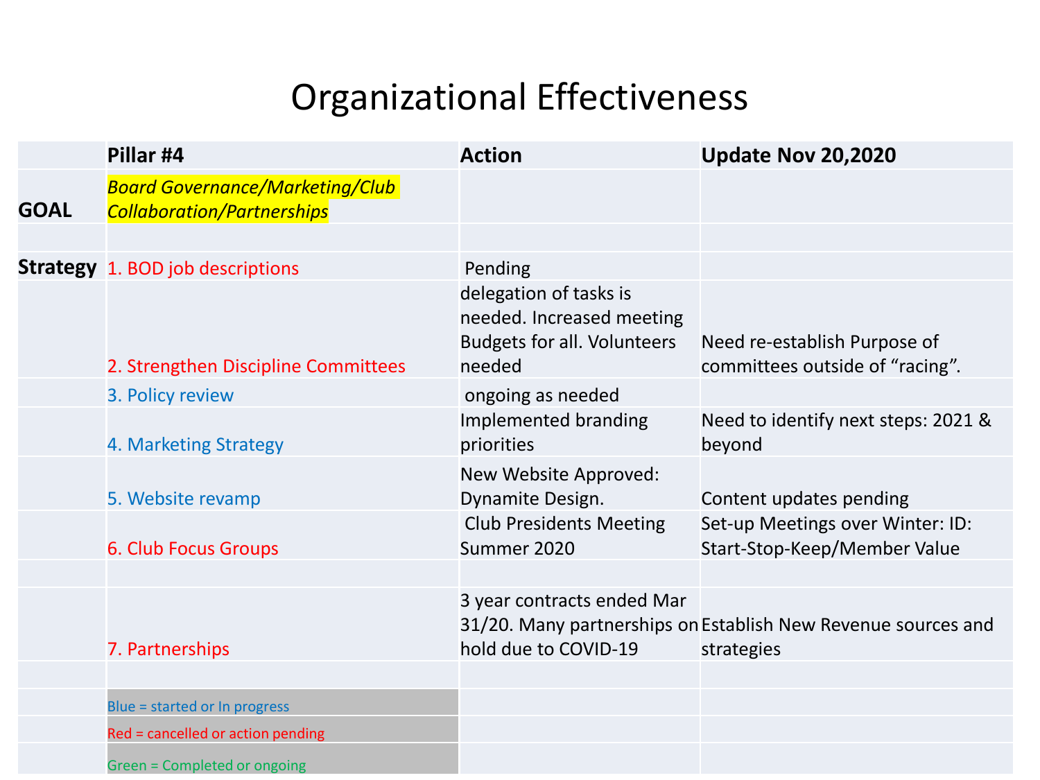# Organizational Effectiveness

| | Pillar #4 | Action | Update Nov 20,2020 |
|---|---|---|---|
| GOAL | *Board Governance/Marketing/Club Collaboration/Partnerships* | | |
| | | | |
| Strategy | 1. BOD job descriptions | Pending | |
| | 2. Strengthen Discipline Committees | delegation of tasks is needed. Increased meeting Budgets for all. Volunteers needed | Need re-establish Purpose of committees outside of "racing". |
| | 3. Policy review | ongoing as needed | |
| | 4. Marketing Strategy | Implemented branding priorities | Need to identify next steps: 2021 & beyond |
| | 5. Website revamp | New Website Approved: Dynamite Design. | Content updates pending |
| | 6. Club Focus Groups | Club Presidents Meeting Summer 2020 | Set-up Meetings over Winter: ID: Start-Stop-Keep/Member Value |
| | | | |
| | 7. Partnerships | 3 year contracts ended Mar 31/20. Many partnerships on hold due to COVID-19 | Establish New Revenue sources and strategies |
| | | | |
| | Blue = started or In progress | | |
| | Red = cancelled or action pending | | |
| | Green = Completed or ongoing | | |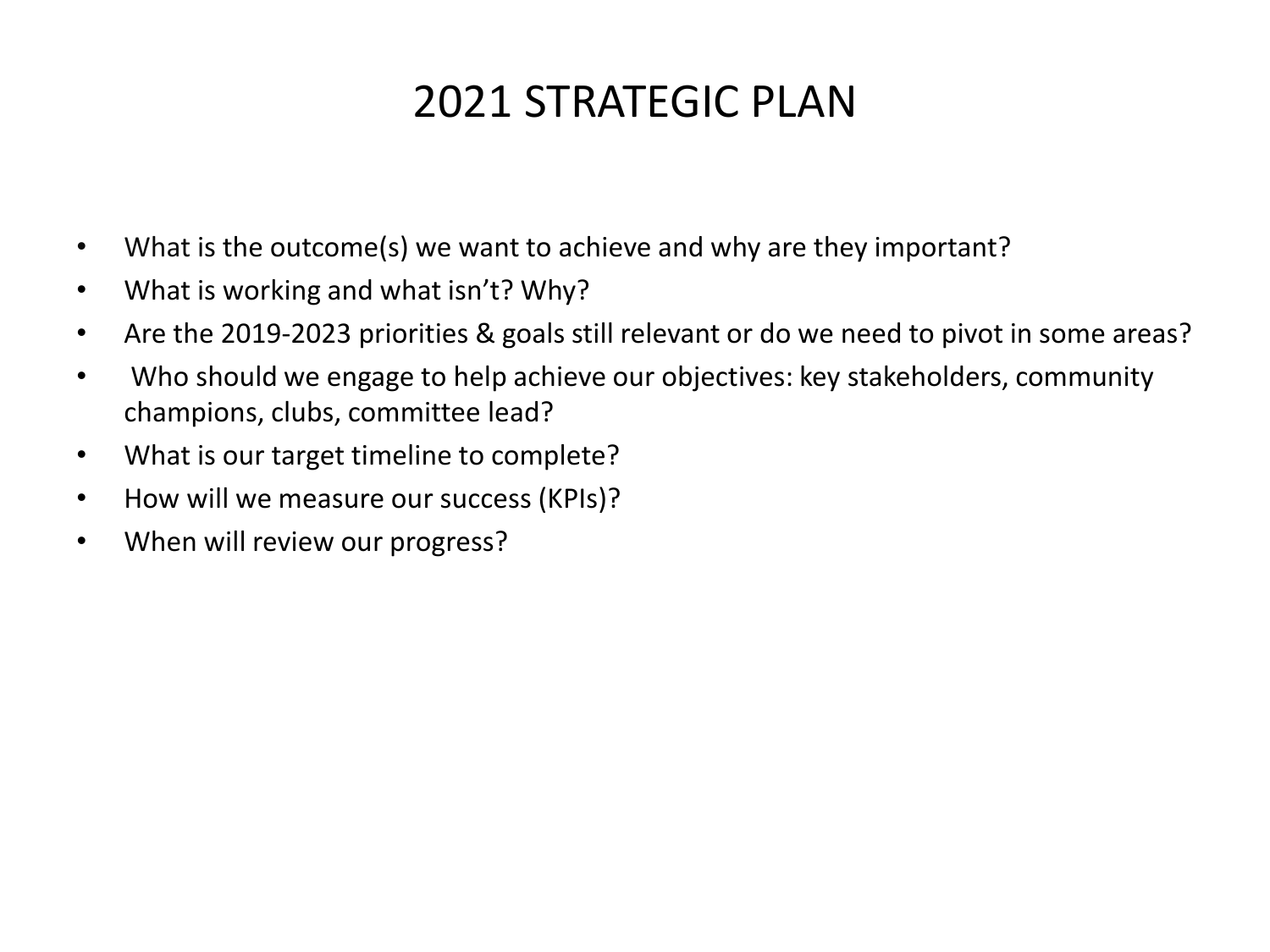# 2021 STRATEGIC PLAN

- What is the outcome(s) we want to achieve and why are they important?
- What is working and what isn't? Why?
- Are the 2019-2023 priorities & goals still relevant or do we need to pivot in some areas?
- Who should we engage to help achieve our objectives: key stakeholders, community champions, clubs, committee lead?
- What is our target timeline to complete?
- How will we measure our success (KPIs)?
- When will review our progress?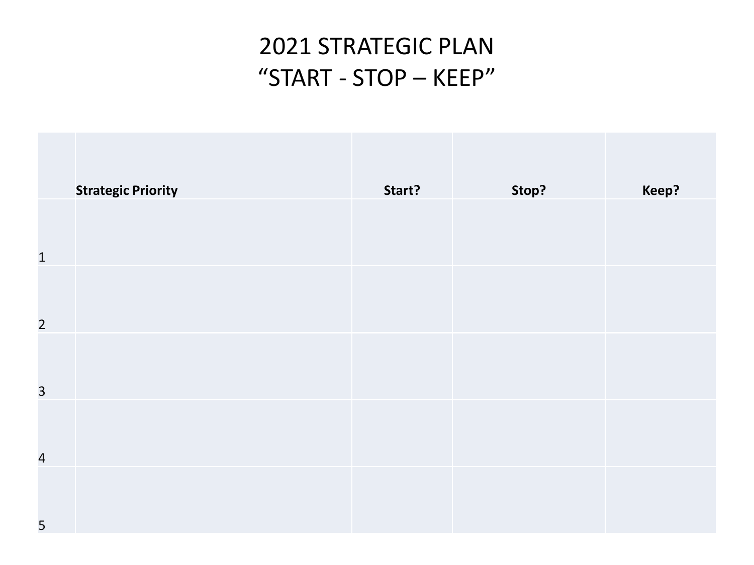# 2021 STRATEGIC PLAN
# “START - STOP – KEEP”

| | Strategic Priority | Start? | Stop? | Keep? |
|---|---|---|---|---|
| 1 | | | | |
| 2 | | | | |
| 3 | | | | |
| 4 | | | | |
| 5 | | | | |